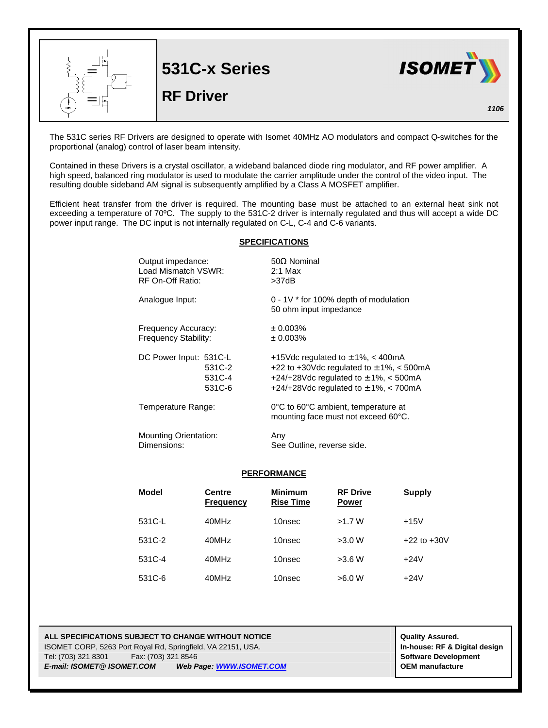# 531C-x Series

## RF Driver

ISOMET

1106

The 531C series RF Drivers are designed to operate with Isomet 40MHz AO modulators and compact Q-switches for the proportional (analog) control of laser beam intensity.

Contained in these Drivers is a crystal oscillator, a wideband balanced diode ring modulator, and RF power amplifier. A high speed, balanced ring modulator is used to modulate the carrier amplitude under the control of the video input. The resulting double sideband AM signal is subsequently amplified by a Class A MOSFET amplifier.

Efficient heat transfer from the driver is required. The mounting base must be attached to an external heat sink not exceeding a temperature of 70ºC. The supply to the 531C-2 driver is internally regulated and thus will accept a wide DC power input range. The DC input is not internally regulated on C-L, C-4 and C-6 variants.

### SPECIFICATIONS

| | |
|---|---|
| Output impedance: | 50Ω Nominal |
| Load Mismatch VSWR: | 2:1 Max |
| RF On-Off Ratio: | >37dB |
| Analogue Input: | 0 - 1V * for 100% depth of modulation<br>50 ohm input impedance |
| Frequency Accuracy: | ± 0.003% |
| Frequency Stability: | ± 0.003% |
| DC Power Input: 531C-L | +15Vdc regulated to ±1%, < 400mA |
| 531C-2 | +22 to +30Vdc regulated to ±1%, < 500mA |
| 531C-4 | +24/+28Vdc regulated to ±1%, < 500mA |
| 531C-6 | +24/+28Vdc regulated to ±1%, < 700mA |
| Temperature Range: | 0°C to 60°C ambient, temperature at mounting face must not exceed 60°C. |
| Mounting Orientation: | Any |
| Dimensions: | See Outline, reverse side. |

### PERFORMANCE

| Model | Centre Frequency | Minimum Rise Time | RF Drive Power | Supply |
|---|---|---|---|---|
| 531C-L | 40MHz | 10nsec | >1.7 W | +15V |
| 531C-2 | 40MHz | 10nsec | >3.0 W | +22 to +30V |
| 531C-4 | 40MHz | 10nsec | >3.6 W | +24V |
| 531C-6 | 40MHz | 10nsec | >6.0 W | +24V |

**ALL SPECIFICATIONS SUBJECT TO CHANGE WITHOUT NOTICE**
ISOMET CORP, 5263 Port Royal Rd, Springfield, VA 22151, USA.
Tel: (703) 321 8301 Fax: (703) 321 8546
***E-mail: ISOMET@ ISOMET.COM*** ***Web Page: WWW.ISOMET.COM***

**Quality Assured.**
**In-house: RF & Digital design**
**Software Development**
**OEM manufacture**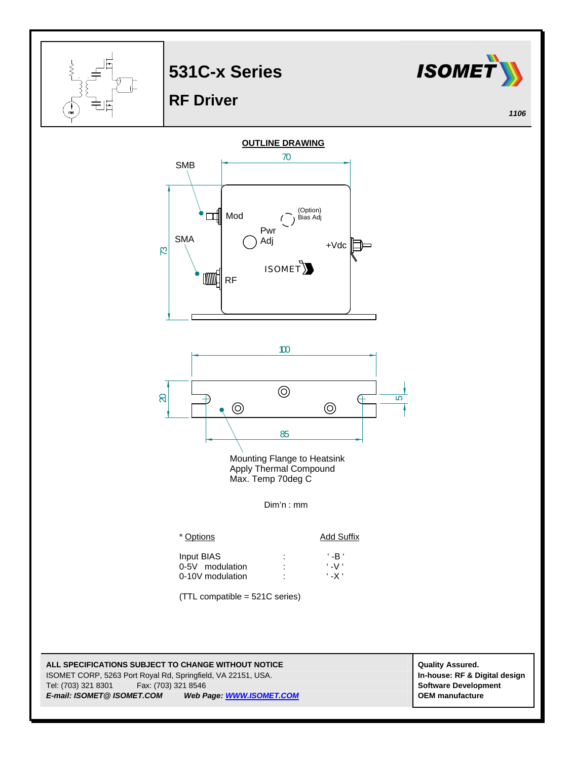# 531C-x Series

## RF Driver

1106

**OUTLINE DRAWING**

SMB

70

Mod

(Option) Bias Adj

Pwr Adj

SMA

73

+Vdc

ISOMET

RF

100

20

5

85

Mounting Flange to Heatsink
Apply Thermal Compound
Max. Temp 70deg C

Dim'n : mm

| * Options | | Add Suffix |
|---|---|---|
| Input BIAS | : | ' -B ' |
| 0-5V modulation | : | ' -V ' |
| 0-10V modulation | : | ' -X ' |

(TTL compatible = 521C series)

**ALL SPECIFICATIONS SUBJECT TO CHANGE WITHOUT NOTICE**
ISOMET CORP, 5263 Port Royal Rd, Springfield, VA 22151, USA.
Tel: (703) 321 8301 Fax: (703) 321 8546
***E-mail: ISOMET@ ISOMET.COM*** ***Web Page: WWW.ISOMET.COM***

**Quality Assured.**
**In-house: RF & Digital design**
**Software Development**
**OEM manufacture**